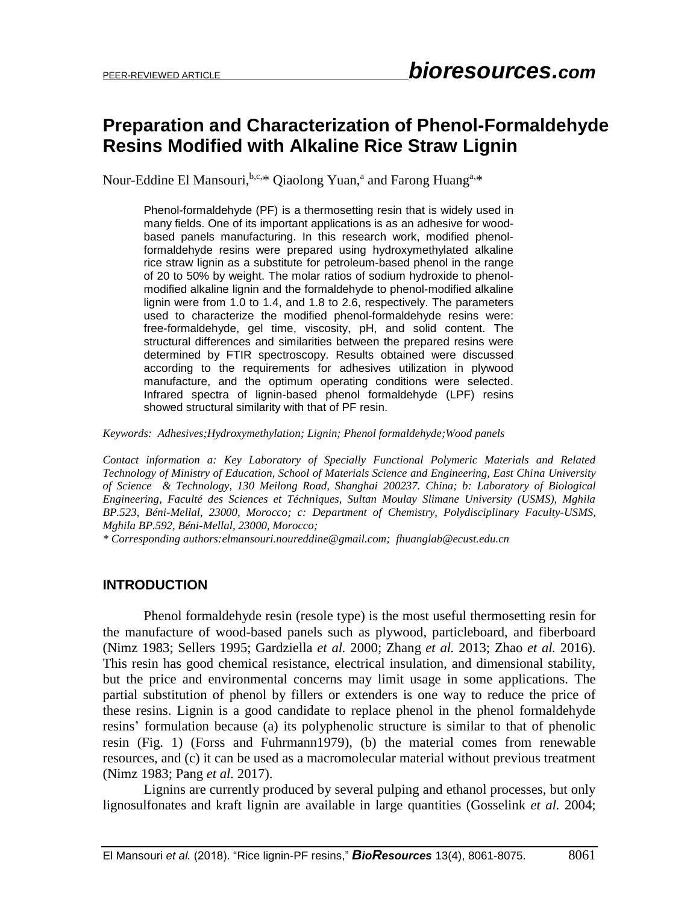PEER-REVIEWED ARTICLE

# Preparation and Characterization of Phenol-Formaldehyde Resins Modified with Alkaline Rice Straw Lignin

Nour-Eddine El Mansouri,[b,c,]* Qiaolong Yuan,[a] and Farong Huang[a,]*

> Phenol-formaldehyde (PF) is a thermosetting resin that is widely used in many fields. One of its important applications is as an adhesive for wood-based panels manufacturing. In this research work, modified phenol-formaldehyde resins were prepared using hydroxymethylated alkaline rice straw lignin as a substitute for petroleum-based phenol in the range of 20 to 50% by weight. The molar ratios of sodium hydroxide to phenol-modified alkaline lignin and the formaldehyde to phenol-modified alkaline lignin were from 1.0 to 1.4, and 1.8 to 2.6, respectively. The parameters used to characterize the modified phenol-formaldehyde resins were: free-formaldehyde, gel time, viscosity, pH, and solid content. The structural differences and similarities between the prepared resins were determined by FTIR spectroscopy. Results obtained were discussed according to the requirements for adhesives utilization in plywood manufacture, and the optimum operating conditions were selected. Infrared spectra of lignin-based phenol formaldehyde (LPF) resins showed structural similarity with that of PF resin.

*Keywords: Adhesives;Hydroxymethylation; Lignin; Phenol formaldehyde;Wood panels*

*Contact information a: Key Laboratory of Specially Functional Polymeric Materials and Related Technology of Ministry of Education, School of Materials Science and Engineering, East China University of Science & Technology, 130 Meilong Road, Shanghai 200237. China; b: Laboratory of Biological Engineering, Faculté des Sciences et Téchniques, Sultan Moulay Slimane University (USMS), Mghila BP.523, Béni-Mellal, 23000, Morocco; c: Department of Chemistry, Polydisciplinary Faculty-USMS, Mghila BP.592, Béni-Mellal, 23000, Morocco;*

*\* Corresponding authors:elmansouri.noureddine@gmail.com; fhuanglab@ecust.edu.cn*

## INTRODUCTION

Phenol formaldehyde resin (resole type) is the most useful thermosetting resin for the manufacture of wood-based panels such as plywood, particleboard, and fiberboard (Nimz 1983; Sellers 1995; Gardziella *et al.* 2000; Zhang *et al.* 2013; Zhao *et al.* 2016). This resin has good chemical resistance, electrical insulation, and dimensional stability, but the price and environmental concerns may limit usage in some applications. The partial substitution of phenol by fillers or extenders is one way to reduce the price of these resins. Lignin is a good candidate to replace phenol in the phenol formaldehyde resins' formulation because (a) its polyphenolic structure is similar to that of phenolic resin (Fig. 1) (Forss and Fuhrmann1979), (b) the material comes from renewable resources, and (c) it can be used as a macromolecular material without previous treatment (Nimz 1983; Pang *et al.* 2017).

Lignins are currently produced by several pulping and ethanol processes, but only lignosulfonates and kraft lignin are available in large quantities (Gosselink *et al.* 2004;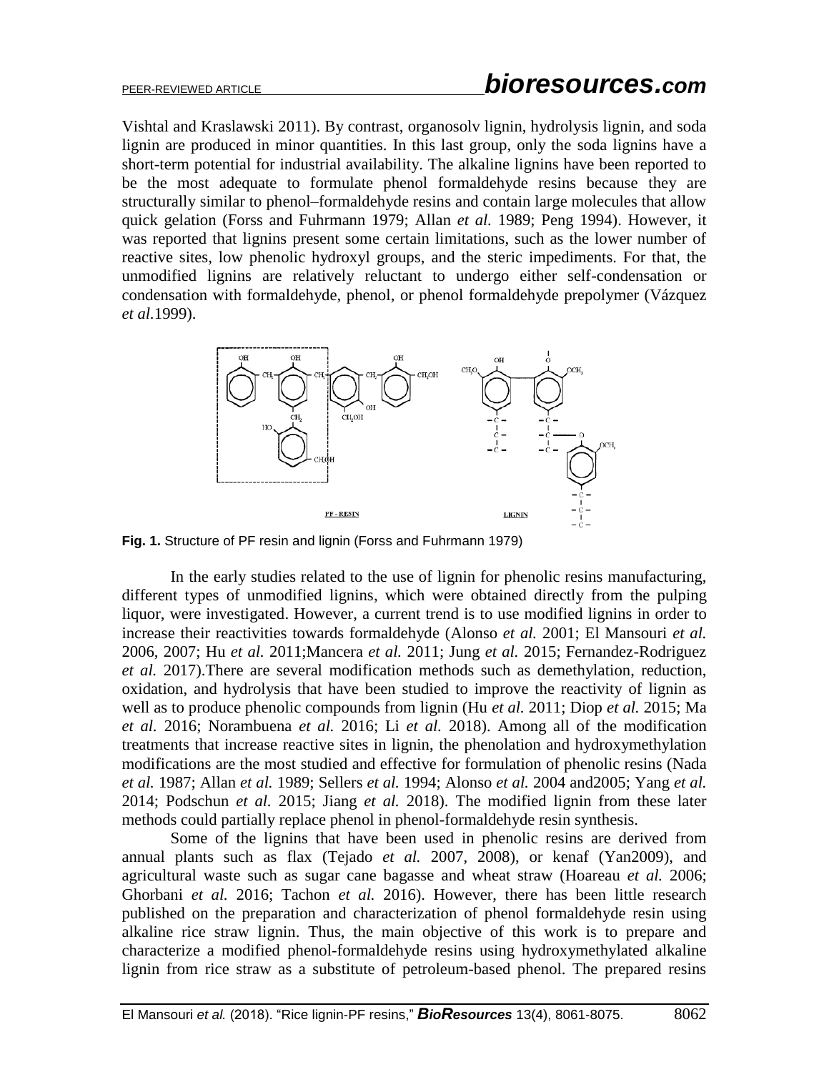Vishtal and Kraslawski 2011). By contrast, organosolv lignin, hydrolysis lignin, and soda lignin are produced in minor quantities. In this last group, only the soda lignins have a short-term potential for industrial availability. The alkaline lignins have been reported to be the most adequate to formulate phenol formaldehyde resins because they are structurally similar to phenol–formaldehyde resins and contain large molecules that allow quick gelation (Forss and Fuhrmann 1979; Allan *et al.* 1989; Peng 1994). However, it was reported that lignins present some certain limitations, such as the lower number of reactive sites, low phenolic hydroxyl groups, and the steric impediments. For that, the unmodified lignins are relatively reluctant to undergo either self-condensation or condensation with formaldehyde, phenol, or phenol formaldehyde prepolymer (Vázquez *et al.*1999).

**Fig. 1.** Structure of PF resin and lignin (Forss and Fuhrmann 1979)

In the early studies related to the use of lignin for phenolic resins manufacturing, different types of unmodified lignins, which were obtained directly from the pulping liquor, were investigated. However, a current trend is to use modified lignins in order to increase their reactivities towards formaldehyde (Alonso *et al.* 2001; El Mansouri *et al.* 2006, 2007; Hu *et al.* 2011;Mancera *et al.* 2011; Jung *et al.* 2015; Fernandez-Rodriguez *et al.* 2017).There are several modification methods such as demethylation, reduction, oxidation, and hydrolysis that have been studied to improve the reactivity of lignin as well as to produce phenolic compounds from lignin (Hu *et al.* 2011; Diop *et al.* 2015; Ma *et al.* 2016; Norambuena *et al.* 2016; Li *et al.* 2018). Among all of the modification treatments that increase reactive sites in lignin, the phenolation and hydroxymethylation modifications are the most studied and effective for formulation of phenolic resins (Nada *et al.* 1987; Allan *et al.* 1989; Sellers *et al.* 1994; Alonso *et al.* 2004 and2005; Yang *et al.* 2014; Podschun *et al.* 2015; Jiang *et al.* 2018). The modified lignin from these later methods could partially replace phenol in phenol-formaldehyde resin synthesis.

Some of the lignins that have been used in phenolic resins are derived from annual plants such as flax (Tejado *et al.* 2007, 2008), or kenaf (Yan2009), and agricultural waste such as sugar cane bagasse and wheat straw (Hoareau *et al.* 2006; Ghorbani *et al.* 2016; Tachon *et al.* 2016). However, there has been little research published on the preparation and characterization of phenol formaldehyde resin using alkaline rice straw lignin. Thus, the main objective of this work is to prepare and characterize a modified phenol-formaldehyde resins using hydroxymethylated alkaline lignin from rice straw as a substitute of petroleum-based phenol. The prepared resins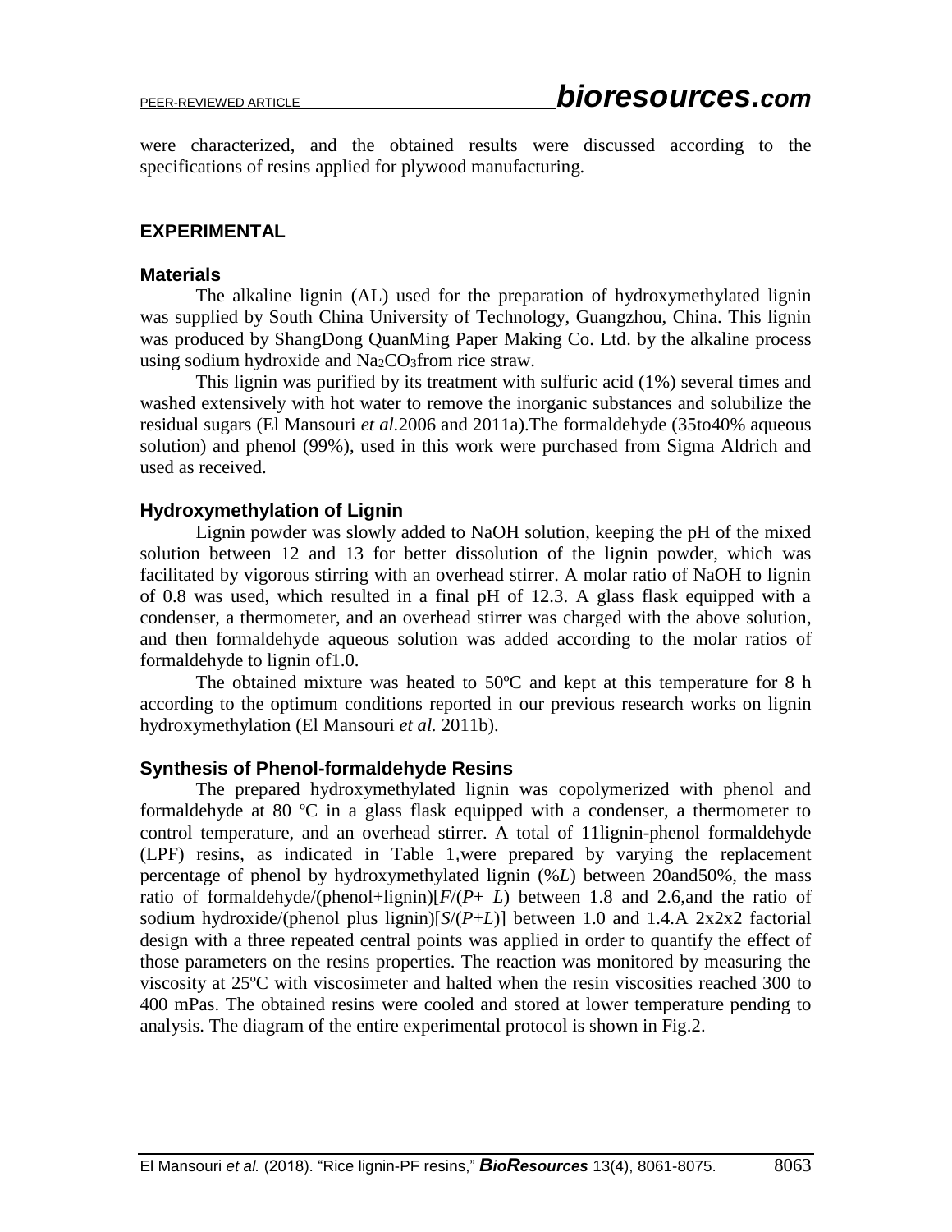were characterized, and the obtained results were discussed according to the specifications of resins applied for plywood manufacturing.

## EXPERIMENTAL

### Materials

The alkaline lignin (AL) used for the preparation of hydroxymethylated lignin was supplied by South China University of Technology, Guangzhou, China. This lignin was produced by ShangDong QuanMing Paper Making Co. Ltd. by the alkaline process using sodium hydroxide and $Na_2CO_3$from rice straw.

This lignin was purified by its treatment with sulfuric acid (1%) several times and washed extensively with hot water to remove the inorganic substances and solubilize the residual sugars (El Mansouri *et al.*2006 and 2011a).The formaldehyde (35to40% aqueous solution) and phenol (99%), used in this work were purchased from Sigma Aldrich and used as received.

### Hydroxymethylation of Lignin

Lignin powder was slowly added to NaOH solution, keeping the pH of the mixed solution between 12 and 13 for better dissolution of the lignin powder, which was facilitated by vigorous stirring with an overhead stirrer. A molar ratio of NaOH to lignin of 0.8 was used, which resulted in a final pH of 12.3. A glass flask equipped with a condenser, a thermometer, and an overhead stirrer was charged with the above solution, and then formaldehyde aqueous solution was added according to the molar ratios of formaldehyde to lignin of1.0.

The obtained mixture was heated to 50ºC and kept at this temperature for 8 h according to the optimum conditions reported in our previous research works on lignin hydroxymethylation (El Mansouri *et al.* 2011b).

### Synthesis of Phenol-formaldehyde Resins

The prepared hydroxymethylated lignin was copolymerized with phenol and formaldehyde at 80 ºC in a glass flask equipped with a condenser, a thermometer to control temperature, and an overhead stirrer. A total of 11lignin-phenol formaldehyde (LPF) resins, as indicated in Table 1,were prepared by varying the replacement percentage of phenol by hydroxymethylated lignin (%$L$) between 20and50%, the mass ratio of formaldehyde/(phenol+lignin)[$F/(P+ L)$ between 1.8 and 2.6,and the ratio of sodium hydroxide/(phenol plus lignin)[$S/(P+L)$] between 1.0 and 1.4.A 2x2x2 factorial design with a three repeated central points was applied in order to quantify the effect of those parameters on the resins properties. The reaction was monitored by measuring the viscosity at 25ºC with viscosimeter and halted when the resin viscosities reached 300 to 400 mPas. The obtained resins were cooled and stored at lower temperature pending to analysis. The diagram of the entire experimental protocol is shown in Fig.2.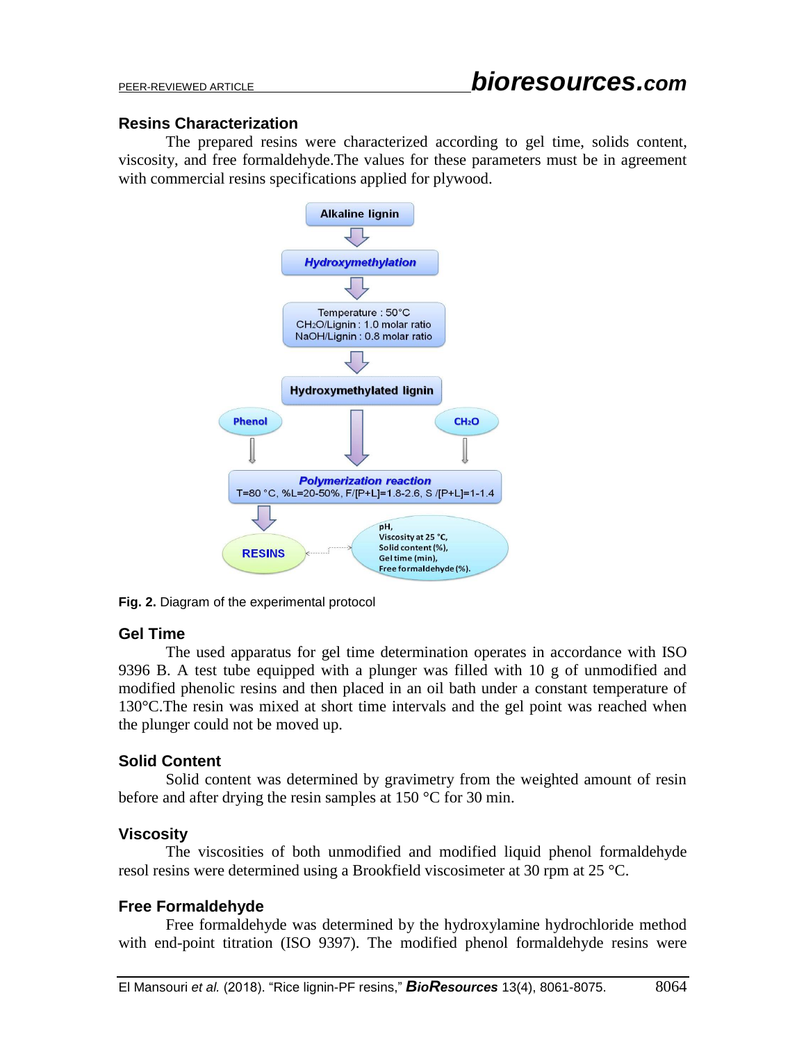## Resins Characterization

The prepared resins were characterized according to gel time, solids content, viscosity, and free formaldehyde.The values for these parameters must be in agreement with commercial resins specifications applied for plywood.

**Fig. 2.** Diagram of the experimental protocol

## Gel Time

The used apparatus for gel time determination operates in accordance with ISO 9396 B. A test tube equipped with a plunger was filled with 10 g of unmodified and modified phenolic resins and then placed in an oil bath under a constant temperature of 130°C.The resin was mixed at short time intervals and the gel point was reached when the plunger could not be moved up.

## Solid Content

Solid content was determined by gravimetry from the weighted amount of resin before and after drying the resin samples at 150 °C for 30 min.

## Viscosity

The viscosities of both unmodified and modified liquid phenol formaldehyde resol resins were determined using a Brookfield viscosimeter at 30 rpm at 25 °C.

## Free Formaldehyde

Free formaldehyde was determined by the hydroxylamine hydrochloride method with end-point titration (ISO 9397). The modified phenol formaldehyde resins were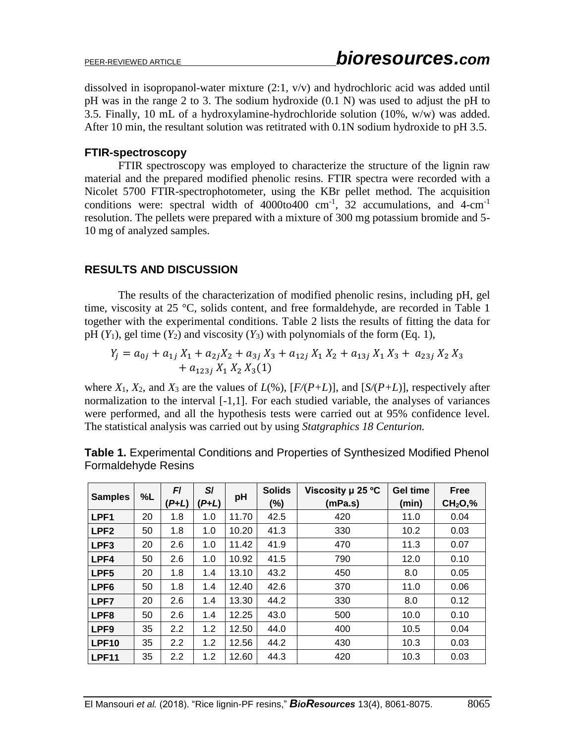dissolved in isopropanol-water mixture (2:1, v/v) and hydrochloric acid was added until pH was in the range 2 to 3. The sodium hydroxide (0.1 N) was used to adjust the pH to 3.5. Finally, 10 mL of a hydroxylamine-hydrochloride solution (10%, w/w) was added. After 10 min, the resultant solution was retitrated with 0.1N sodium hydroxide to pH 3.5.

### FTIR-spectroscopy

FTIR spectroscopy was employed to characterize the structure of the lignin raw material and the prepared modified phenolic resins. FTIR spectra were recorded with a Nicolet 5700 FTIR-spectrophotometer, using the KBr pellet method. The acquisition conditions were: spectral width of 4000to400 $cm^{-1}$, 32 accumulations, and 4-$cm^{-1}$ resolution. The pellets were prepared with a mixture of 300 mg potassium bromide and 5-10 mg of analyzed samples.

## RESULTS AND DISCUSSION

The results of the characterization of modified phenolic resins, including pH, gel time, viscosity at 25 °C, solids content, and free formaldehyde, are recorded in Table 1 together with the experimental conditions. Table 2 lists the results of fitting the data for pH ($Y_1$), gel time ($Y_2$) and viscosity ($Y_3$) with polynomials of the form (Eq. 1),

$$Y_j = a_{0j} + a_{1j} X_1 + a_{2j} X_2 + a_{3j} X_3 + a_{12j} X_1 X_2 + a_{13j} X_1 X_3 + a_{23j} X_2 X_3 + a_{123j} X_1 X_2 X_3 \quad (1)$$

where $X_1$, $X_2$, and $X_3$ are the values of $L$(%), [$F/(P+L)$], and [$S/(P+L)$], respectively after normalization to the interval [-1,1]. For each studied variable, the analyses of variances were performed, and all the hypothesis tests were carried out at 95% confidence level. The statistical analysis was carried out by using *Statgraphics 18 Centurion.*

**Table 1.** Experimental Conditions and Properties of Synthesized Modified Phenol Formaldehyde Resins

| Samples | %L | *F*/(*P*+*L*) | *S*/(*P*+*L*) | pH | Solids (%) | Viscosity μ 25 °C (mPa.s) | Gel time (min) | Free $CH_2O$,% |
|---|---|---|---|---|---|---|---|---|
| **LPF1** | 20 | 1.8 | 1.0 | 11.70 | 42.5 | 420 | 11.0 | 0.04 |
| **LPF2** | 50 | 1.8 | 1.0 | 10.20 | 41.3 | 330 | 10.2 | 0.03 |
| **LPF3** | 20 | 2.6 | 1.0 | 11.42 | 41.9 | 470 | 11.3 | 0.07 |
| **LPF4** | 50 | 2.6 | 1.0 | 10.92 | 41.5 | 790 | 12.0 | 0.10 |
| **LPF5** | 20 | 1.8 | 1.4 | 13.10 | 43.2 | 450 | 8.0 | 0.05 |
| **LPF6** | 50 | 1.8 | 1.4 | 12.40 | 42.6 | 370 | 11.0 | 0.06 |
| **LPF7** | 20 | 2.6 | 1.4 | 13.30 | 44.2 | 330 | 8.0 | 0.12 |
| **LPF8** | 50 | 2.6 | 1.4 | 12.25 | 43.0 | 500 | 10.0 | 0.10 |
| **LPF9** | 35 | 2.2 | 1.2 | 12.50 | 44.0 | 400 | 10.5 | 0.04 |
| **LPF10** | 35 | 2.2 | 1.2 | 12.56 | 44.2 | 430 | 10.3 | 0.03 |
| **LPF11** | 35 | 2.2 | 1.2 | 12.60 | 44.3 | 420 | 10.3 | 0.03 |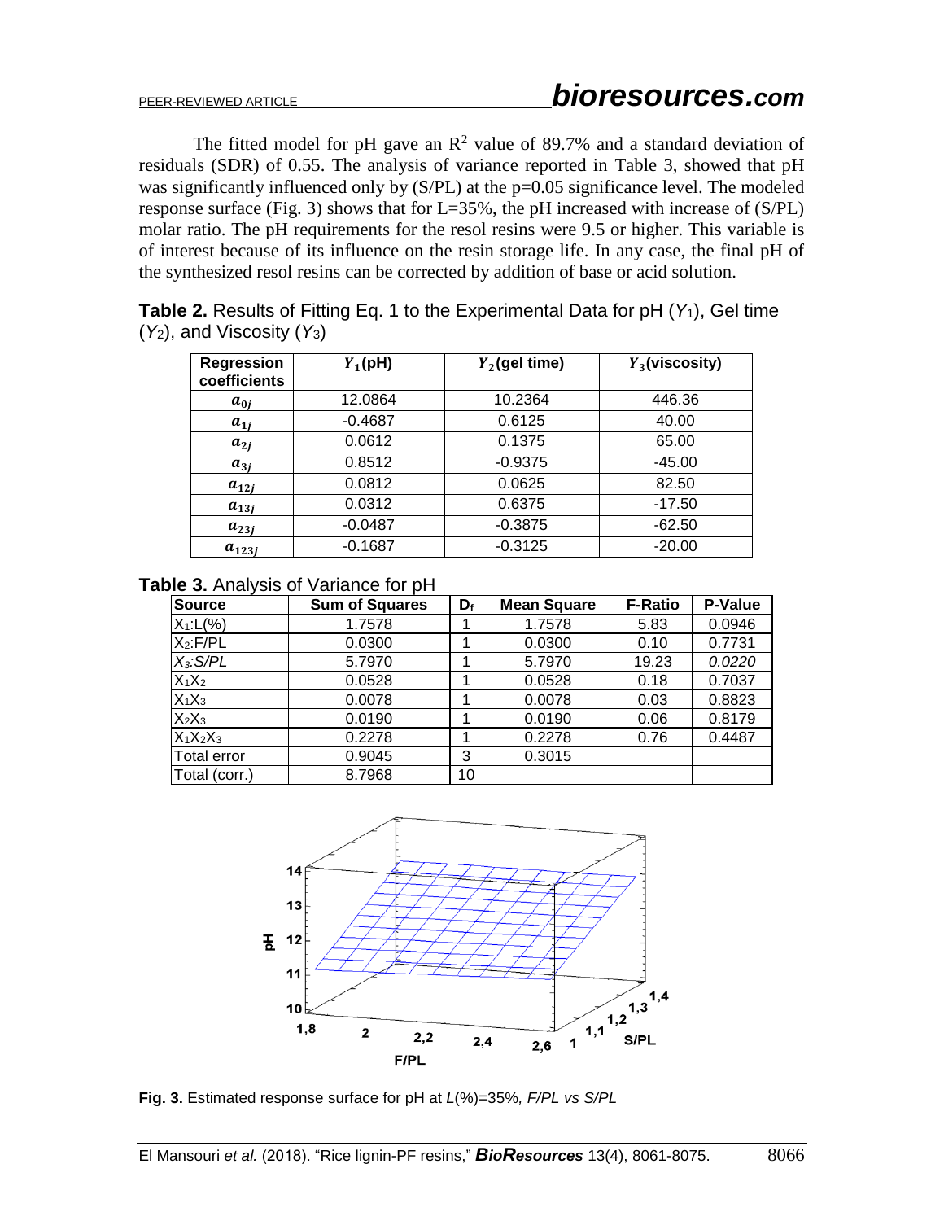The fitted model for pH gave an $R^2$ value of 89.7% and a standard deviation of residuals (SDR) of 0.55. The analysis of variance reported in Table 3, showed that pH was significantly influenced only by (S/PL) at the p=0.05 significance level. The modeled response surface (Fig. 3) shows that for L=35%, the pH increased with increase of (S/PL) molar ratio. The pH requirements for the resol resins were 9.5 or higher. This variable is of interest because of its influence on the resin storage life. In any case, the final pH of the synthesized resol resins can be corrected by addition of base or acid solution.

**Table 2.** Results of Fitting Eq. 1 to the Experimental Data for pH ($Y_1$), Gel time ($Y_2$), and Viscosity ($Y_3$)

| Regression coefficients | $Y_1$(pH) | $Y_2$(gel time) | $Y_3$(viscosity) |
|---|---|---|---|
| $a_{0j}$ | 12.0864 | 10.2364 | 446.36 |
| $a_{1j}$ | -0.4687 | 0.6125 | 40.00 |
| $a_{2j}$ | 0.0612 | 0.1375 | 65.00 |
| $a_{3j}$ | 0.8512 | -0.9375 | -45.00 |
| $a_{12j}$ | 0.0812 | 0.0625 | 82.50 |
| $a_{13j}$ | 0.0312 | 0.6375 | -17.50 |
| $a_{23j}$ | -0.0487 | -0.3875 | -62.50 |
| $a_{123j}$ | -0.1687 | -0.3125 | -20.00 |

**Table 3.** Analysis of Variance for pH

| Source | Sum of Squares | $D_f$ | Mean Square | F-Ratio | P-Value |
|---|---|---|---|---|---|
| $X_1$:L(%) | 1.7578 | 1 | 1.7578 | 5.83 | 0.0946 |
| $X_2$:F/PL | 0.0300 | 1 | 0.0300 | 0.10 | 0.7731 |
| *$X_3$:S/PL* | 5.7970 | 1 | 5.7970 | 19.23 | *0.0220* |
| $X_1X_2$ | 0.0528 | 1 | 0.0528 | 0.18 | 0.7037 |
| $X_1X_3$ | 0.0078 | 1 | 0.0078 | 0.03 | 0.8823 |
| $X_2X_3$ | 0.0190 | 1 | 0.0190 | 0.06 | 0.8179 |
| $X_1X_2X_3$ | 0.2278 | 1 | 0.2278 | 0.76 | 0.4487 |
| Total error | 0.9045 | 3 | 0.3015 | | |
| Total (corr.) | 8.7968 | 10 | | | |

**Fig. 3.** Estimated response surface for pH at *L*(%)=35%*, F/PL vs S/PL*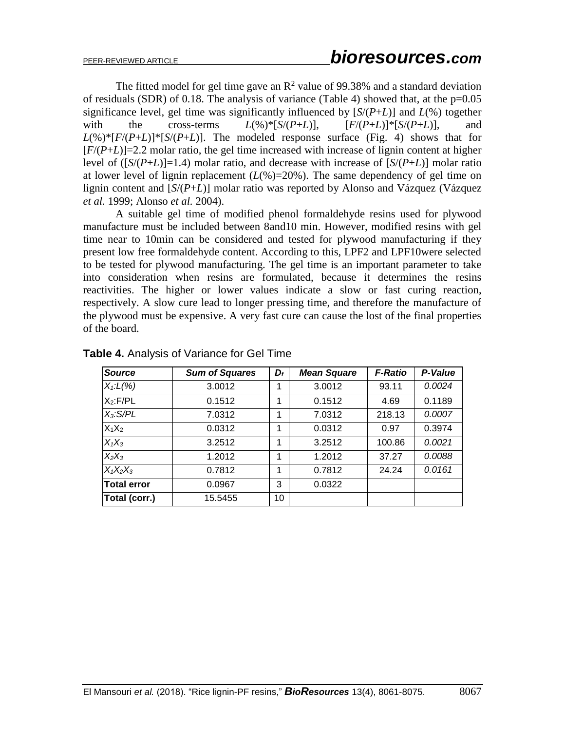The fitted model for gel time gave an $R^2$ value of 99.38% and a standard deviation of residuals (SDR) of 0.18. The analysis of variance (Table 4) showed that, at the p=0.05 significance level, gel time was significantly influenced by [*S*/(*P*+*L*)] and *L*(%) together with the cross-terms *L*(%)*[*S*/(*P*+*L*)], [*F*/(*P*+*L*)]*[*S*/(*P*+*L*)], and *L*(%)*[*F*/(*P*+*L*)]*[*S*/(*P*+*L*)]. The modeled response surface (Fig. 4) shows that for [*F*/(*P*+*L*)]=2.2 molar ratio, the gel time increased with increase of lignin content at higher level of ([*S*/(*P*+*L*)]=1.4) molar ratio, and decrease with increase of [*S*/(*P*+*L*)] molar ratio at lower level of lignin replacement (*L*(%)=20%). The same dependency of gel time on lignin content and [*S*/(*P*+*L*)] molar ratio was reported by Alonso and Vázquez (Vázquez *et al.* 1999; Alonso *et al.* 2004).

A suitable gel time of modified phenol formaldehyde resins used for plywood manufacture must be included between 8and10 min. However, modified resins with gel time near to 10min can be considered and tested for plywood manufacturing if they present low free formaldehyde content. According to this, LPF2 and LPF10were selected to be tested for plywood manufacturing. The gel time is an important parameter to take into consideration when resins are formulated, because it determines the resins reactivities. The higher or lower values indicate a slow or fast curing reaction, respectively. A slow cure lead to longer pressing time, and therefore the manufacture of the plywood must be expensive. A very fast cure can cause the lost of the final properties of the board.

**Table 4.** Analysis of Variance for Gel Time

| *Source* | *Sum of Squares* | $D_f$ | *Mean Square* | *F-Ratio* | *P-Value* |
|---|---|---|---|---|---|
| $X_1$:L(%) | 3.0012 | 1 | 3.0012 | 93.11 | 0.0024 |
| $X_2$:F/PL | 0.1512 | 1 | 0.1512 | 4.69 | 0.1189 |
| $X_3$:S/PL | 7.0312 | 1 | 7.0312 | 218.13 | 0.0007 |
| $X_1X_2$ | 0.0312 | 1 | 0.0312 | 0.97 | 0.3974 |
| $X_1X_3$ | 3.2512 | 1 | 3.2512 | 100.86 | 0.0021 |
| $X_2X_3$ | 1.2012 | 1 | 1.2012 | 37.27 | 0.0088 |
| $X_1X_2X_3$ | 0.7812 | 1 | 0.7812 | 24.24 | 0.0161 |
| **Total error** | 0.0967 | 3 | 0.0322 | | |
| **Total (corr.)** | 15.5455 | 10 | | | |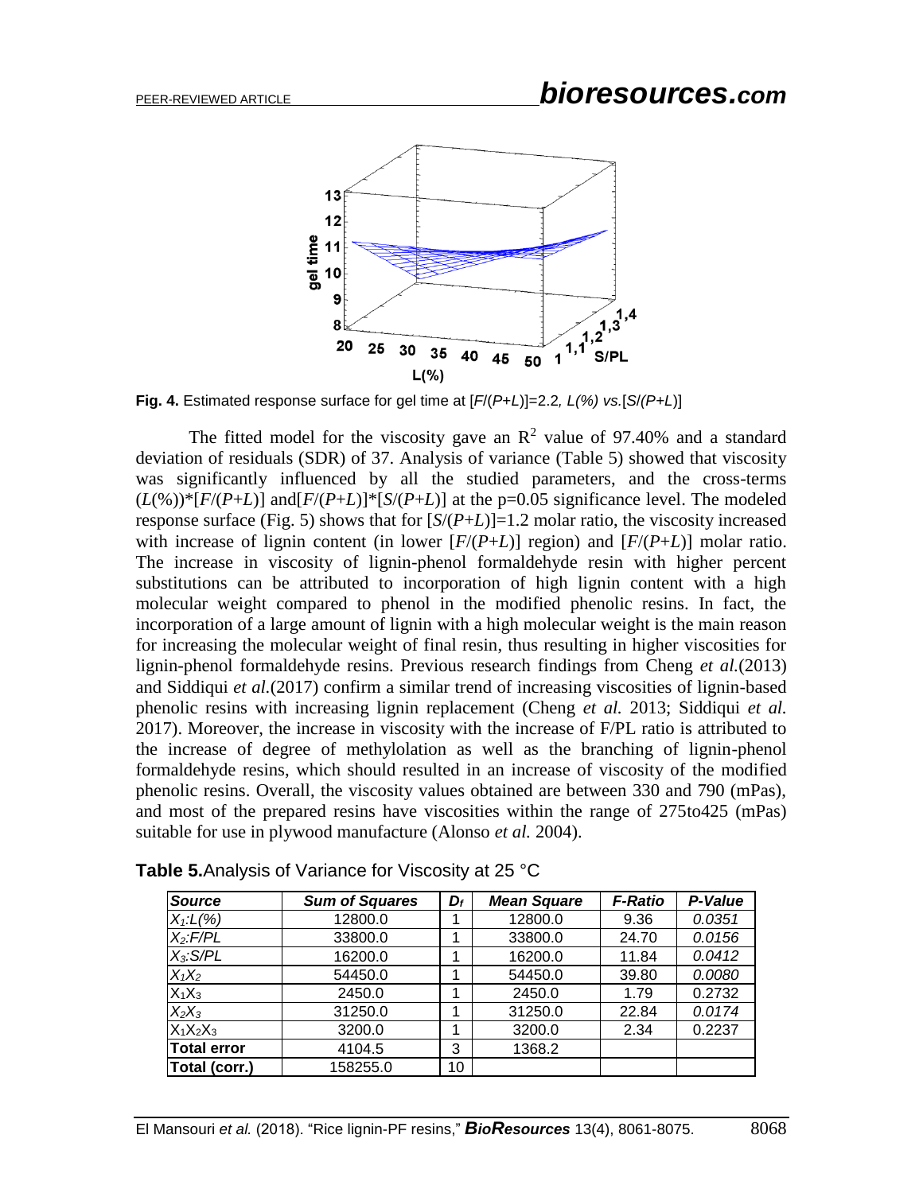**Fig. 4.** Estimated response surface for gel time at [*F*/(*P*+*L*)]=2.2*, L(%) vs.*[*S*/(*P*+*L*)]

The fitted model for the viscosity gave an $R^2$ value of 97.40% and a standard deviation of residuals (SDR) of 37. Analysis of variance (Table 5) showed that viscosity was significantly influenced by all the studied parameters, and the cross-terms ($L$(%))*[$F$/($P$+$L$)] and[$F$/($P$+$L$)]*[$S$/($P$+$L$)] at the p=0.05 significance level. The modeled response surface (Fig. 5) shows that for [$S$/($P$+$L$)]=1.2 molar ratio, the viscosity increased with increase of lignin content (in lower [$F$/($P$+$L$)] region) and [$F$/($P$+$L$)] molar ratio. The increase in viscosity of lignin-phenol formaldehyde resin with higher percent substitutions can be attributed to incorporation of high lignin content with a high molecular weight compared to phenol in the modified phenolic resins. In fact, the incorporation of a large amount of lignin with a high molecular weight is the main reason for increasing the molecular weight of final resin, thus resulting in higher viscosities for lignin-phenol formaldehyde resins. Previous research findings from Cheng *et al.*(2013) and Siddiqui *et al.*(2017) confirm a similar trend of increasing viscosities of lignin-based phenolic resins with increasing lignin replacement (Cheng *et al.* 2013; Siddiqui *et al.* 2017). Moreover, the increase in viscosity with the increase of F/PL ratio is attributed to the increase of degree of methylolation as well as the branching of lignin-phenol formaldehyde resins, which should resulted in an increase of viscosity of the modified phenolic resins. Overall, the viscosity values obtained are between 330 and 790 (mPas), and most of the prepared resins have viscosities within the range of 275to425 (mPas) suitable for use in plywood manufacture (Alonso *et al.* 2004).

**Table 5.**Analysis of Variance for Viscosity at 25 °C

| *Source* | *Sum of Squares* | $D_f$ | *Mean Square* | *F-Ratio* | *P-Value* |
|---|---|---|---|---|---|
| $X_1$:*L(%)* | 12800.0 | 1 | 12800.0 | 9.36 | *0.0351* |
| $X_2$:*F/PL* | 33800.0 | 1 | 33800.0 | 24.70 | *0.0156* |
| $X_3$:*S/PL* | 16200.0 | 1 | 16200.0 | 11.84 | *0.0412* |
| $X_1X_2$ | 54450.0 | 1 | 54450.0 | 39.80 | *0.0080* |
| $X_1X_3$ | 2450.0 | 1 | 2450.0 | 1.79 | 0.2732 |
| $X_2X_3$ | 31250.0 | 1 | 31250.0 | 22.84 | *0.0174* |
| $X_1X_2X_3$ | 3200.0 | 1 | 3200.0 | 2.34 | 0.2237 |
| **Total error** | 4104.5 | 3 | 1368.2 | | |
| **Total (corr.)** | 158255.0 | 10 | | | |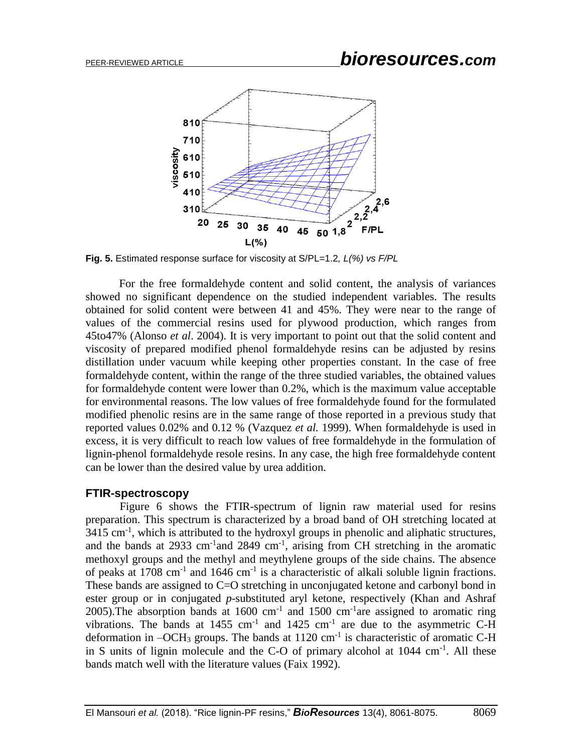**Fig. 5.** Estimated response surface for viscosity at S/PL=1.2*, L(%) vs F/PL*

For the free formaldehyde content and solid content, the analysis of variances showed no significant dependence on the studied independent variables. The results obtained for solid content were between 41 and 45%. They were near to the range of values of the commercial resins used for plywood production, which ranges from 45to47% (Alonso *et al*. 2004). It is very important to point out that the solid content and viscosity of prepared modified phenol formaldehyde resins can be adjusted by resins distillation under vacuum while keeping other properties constant. In the case of free formaldehyde content, within the range of the three studied variables, the obtained values for formaldehyde content were lower than 0.2%, which is the maximum value acceptable for environmental reasons. The low values of free formaldehyde found for the formulated modified phenolic resins are in the same range of those reported in a previous study that reported values 0.02% and 0.12 % (Vazquez *et al.* 1999). When formaldehyde is used in excess, it is very difficult to reach low values of free formaldehyde in the formulation of lignin-phenol formaldehyde resole resins. In any case, the high free formaldehyde content can be lower than the desired value by urea addition.

## FTIR-spectroscopy

Figure 6 shows the FTIR-spectrum of lignin raw material used for resins preparation. This spectrum is characterized by a broad band of OH stretching located at 3415 $cm^{-1}$, which is attributed to the hydroxyl groups in phenolic and aliphatic structures, and the bands at 2933 $cm^{-1}$and 2849 $cm^{-1}$, arising from CH stretching in the aromatic methoxyl groups and the methyl and meythylene groups of the side chains. The absence of peaks at 1708 $cm^{-1}$ and 1646 $cm^{-1}$ is a characteristic of alkali soluble lignin fractions. These bands are assigned to C=O stretching in unconjugated ketone and carbonyl bond in ester group or in conjugated *p*-substituted aryl ketone, respectively (Khan and Ashraf 2005).The absorption bands at 1600 $cm^{-1}$ and 1500 $cm^{-1}$are assigned to aromatic ring vibrations. The bands at 1455 $cm^{-1}$ and 1425 $cm^{-1}$ are due to the asymmetric C-H deformation in $–OCH_3$ groups. The bands at 1120 $cm^{-1}$ is characteristic of aromatic C-H in S units of lignin molecule and the C-O of primary alcohol at 1044 $cm^{-1}$. All these bands match well with the literature values (Faix 1992).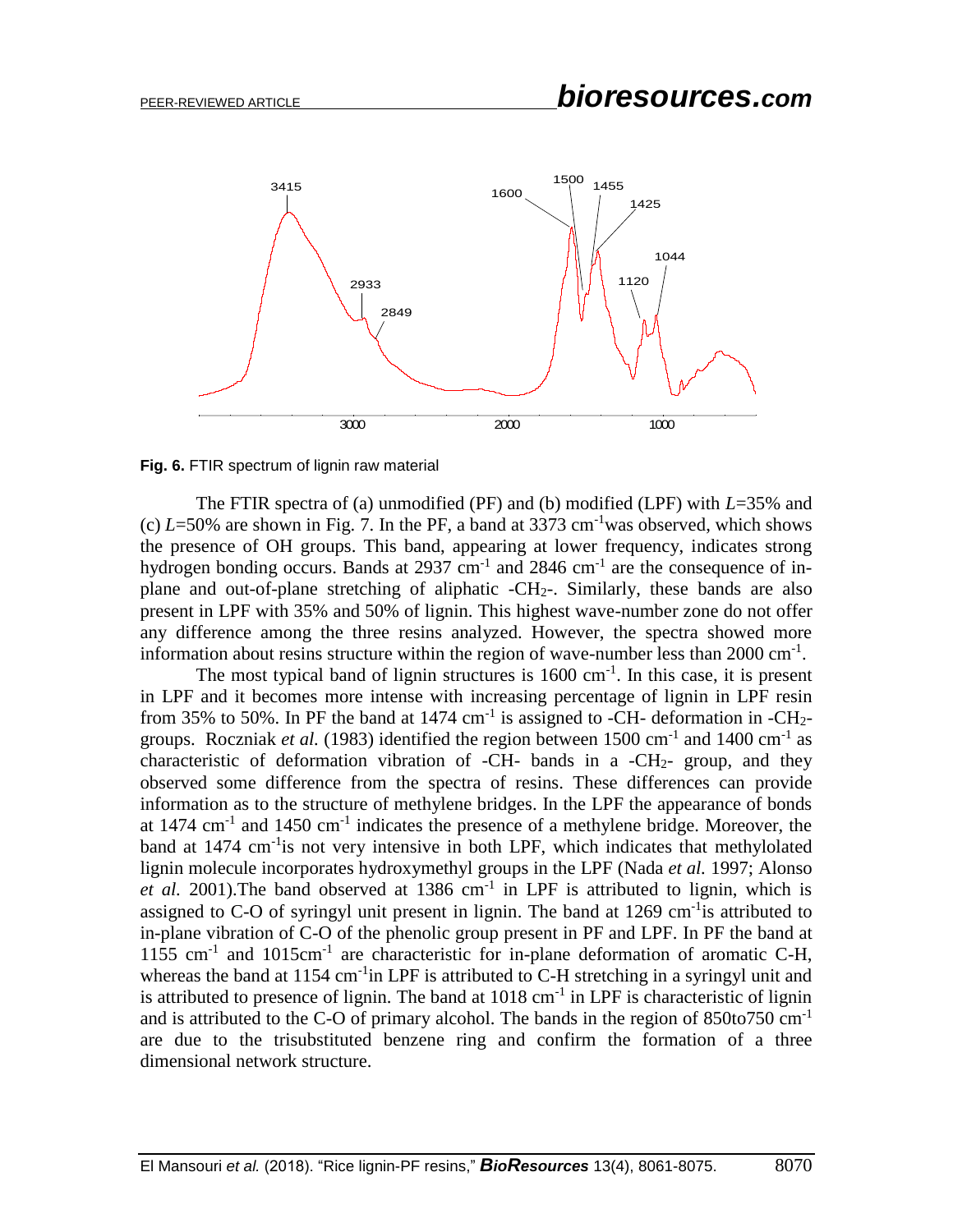Fig. 6. FTIR spectrum of lignin raw material

The FTIR spectra of (a) unmodified (PF) and (b) modified (LPF) with $L$=35% and (c) $L$=50% are shown in Fig. 7. In the PF, a band at 3373 $cm^{-1}$was observed, which shows the presence of OH groups. This band, appearing at lower frequency, indicates strong hydrogen bonding occurs. Bands at 2937 $cm^{-1}$ and 2846 $cm^{-1}$ are the consequence of in-plane and out-of-plane stretching of aliphatic -$CH_2$-. Similarly, these bands are also present in LPF with 35% and 50% of lignin. This highest wave-number zone do not offer any difference among the three resins analyzed. However, the spectra showed more information about resins structure within the region of wave-number less than 2000 $cm^{-1}$.

The most typical band of lignin structures is 1600 $cm^{-1}$. In this case, it is present in LPF and it becomes more intense with increasing percentage of lignin in LPF resin from 35% to 50%. In PF the band at 1474 $cm^{-1}$ is assigned to -CH- deformation in -$CH_2$- groups. Roczniak *et al.* (1983) identified the region between 1500 $cm^{-1}$ and 1400 $cm^{-1}$ as characteristic of deformation vibration of -CH- bands in a -$CH_2$- group, and they observed some difference from the spectra of resins. These differences can provide information as to the structure of methylene bridges. In the LPF the appearance of bonds at 1474 $cm^{-1}$ and 1450 $cm^{-1}$ indicates the presence of a methylene bridge. Moreover, the band at 1474 $cm^{-1}$is not very intensive in both LPF, which indicates that methylolated lignin molecule incorporates hydroxymethyl groups in the LPF (Nada *et al.* 1997; Alonso *et al.* 2001).The band observed at 1386 $cm^{-1}$ in LPF is attributed to lignin, which is assigned to C-O of syringyl unit present in lignin. The band at 1269 $cm^{-1}$is attributed to in-plane vibration of C-O of the phenolic group present in PF and LPF. In PF the band at 1155 $cm^{-1}$ and 1015$cm^{-1}$ are characteristic for in-plane deformation of aromatic C-H, whereas the band at 1154 $cm^{-1}$in LPF is attributed to C-H stretching in a syringyl unit and is attributed to presence of lignin. The band at 1018 $cm^{-1}$ in LPF is characteristic of lignin and is attributed to the C-O of primary alcohol. The bands in the region of 850to750 $cm^{-1}$ are due to the trisubstituted benzene ring and confirm the formation of a three dimensional network structure.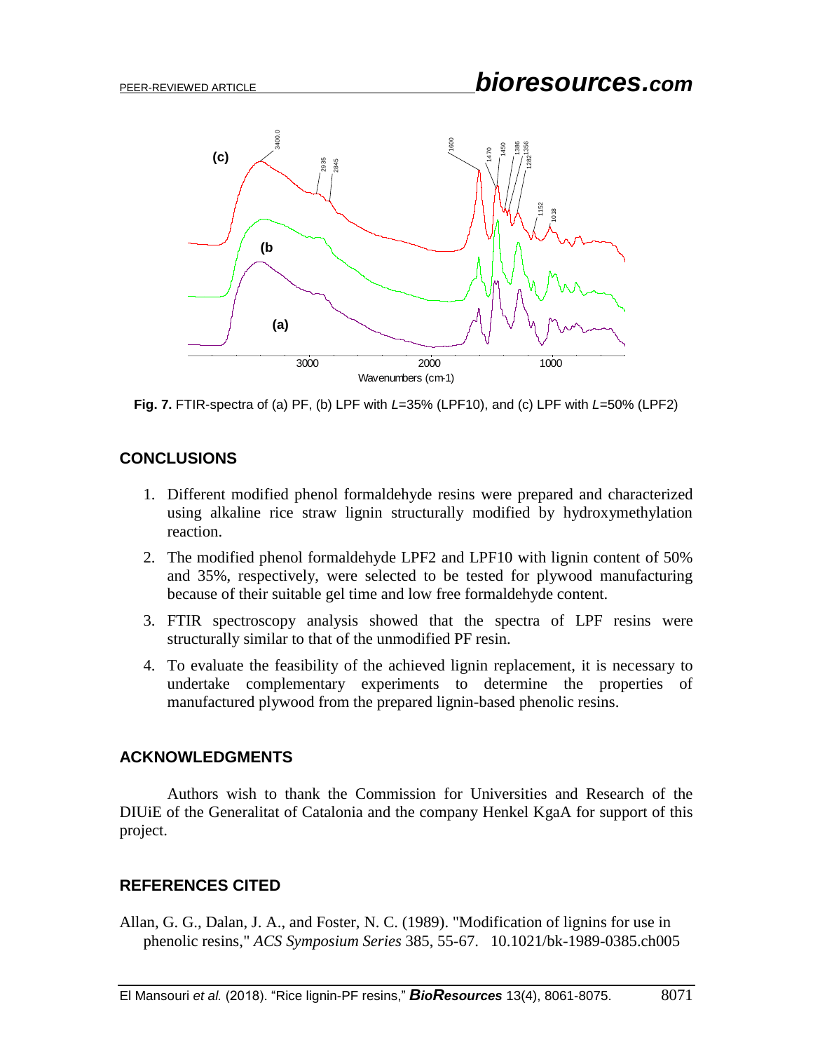Fig. 7. FTIR-spectra of (a) PF, (b) LPF with *L*=35% (LPF10), and (c) LPF with *L*=50% (LPF2)

## CONCLUSIONS

1. Different modified phenol formaldehyde resins were prepared and characterized using alkaline rice straw lignin structurally modified by hydroxymethylation reaction.
2. The modified phenol formaldehyde LPF2 and LPF10 with lignin content of 50% and 35%, respectively, were selected to be tested for plywood manufacturing because of their suitable gel time and low free formaldehyde content.
3. FTIR spectroscopy analysis showed that the spectra of LPF resins were structurally similar to that of the unmodified PF resin.
4. To evaluate the feasibility of the achieved lignin replacement, it is necessary to undertake complementary experiments to determine the properties of manufactured plywood from the prepared lignin-based phenolic resins.

## ACKNOWLEDGMENTS

Authors wish to thank the Commission for Universities and Research of the DIUiE of the Generalitat of Catalonia and the company Henkel KgaA for support of this project.

## REFERENCES CITED

Allan, G. G., Dalan, J. A., and Foster, N. C. (1989). "Modification of lignins for use in phenolic resins," *ACS Symposium Series* 385, 55-67. 10.1021/bk-1989-0385.ch005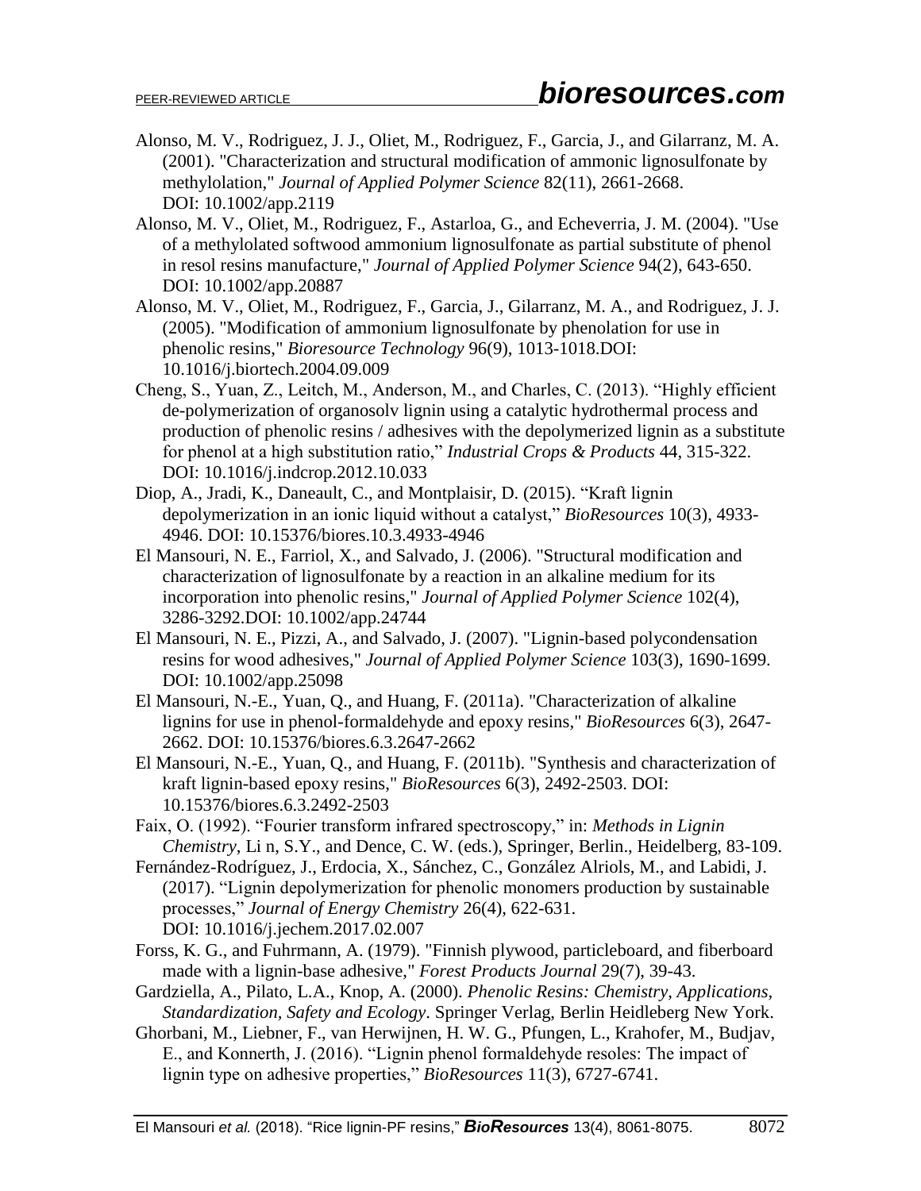Alonso, M. V., Rodriguez, J. J., Oliet, M., Rodriguez, F., Garcia, J., and Gilarranz, M. A. (2001). "Characterization and structural modification of ammonic lignosulfonate by methylolation," *Journal of Applied Polymer Science* 82(11), 2661-2668. DOI: 10.1002/app.2119

Alonso, M. V., Oliet, M., Rodriguez, F., Astarloa, G., and Echeverria, J. M. (2004). "Use of a methylolated softwood ammonium lignosulfonate as partial substitute of phenol in resol resins manufacture," *Journal of Applied Polymer Science* 94(2), 643-650. DOI: 10.1002/app.20887

Alonso, M. V., Oliet, M., Rodriguez, F., Garcia, J., Gilarranz, M. A., and Rodriguez, J. J. (2005). "Modification of ammonium lignosulfonate by phenolation for use in phenolic resins," *Bioresource Technology* 96(9), 1013-1018.DOI: 10.1016/j.biortech.2004.09.009

Cheng, S., Yuan, Z., Leitch, M., Anderson, M., and Charles, C. (2013). "Highly efficient de-polymerization of organosolv lignin using a catalytic hydrothermal process and production of phenolic resins / adhesives with the depolymerized lignin as a substitute for phenol at a high substitution ratio," *Industrial Crops & Products* 44, 315-322. DOI: 10.1016/j.indcrop.2012.10.033

Diop, A., Jradi, K., Daneault, C., and Montplaisir, D. (2015). "Kraft lignin depolymerization in an ionic liquid without a catalyst," *BioResources* 10(3), 4933-4946. DOI: 10.15376/biores.10.3.4933-4946

El Mansouri, N. E., Farriol, X., and Salvado, J. (2006). "Structural modification and characterization of lignosulfonate by a reaction in an alkaline medium for its incorporation into phenolic resins," *Journal of Applied Polymer Science* 102(4), 3286-3292.DOI: 10.1002/app.24744

El Mansouri, N. E., Pizzi, A., and Salvado, J. (2007). "Lignin-based polycondensation resins for wood adhesives," *Journal of Applied Polymer Science* 103(3), 1690-1699. DOI: 10.1002/app.25098

El Mansouri, N.-E., Yuan, Q., and Huang, F. (2011a). "Characterization of alkaline lignins for use in phenol-formaldehyde and epoxy resins," *BioResources* 6(3), 2647-2662. DOI: 10.15376/biores.6.3.2647-2662

El Mansouri, N.-E., Yuan, Q., and Huang, F. (2011b). "Synthesis and characterization of kraft lignin-based epoxy resins," *BioResources* 6(3), 2492-2503. DOI: 10.15376/biores.6.3.2492-2503

Faix, O. (1992). "Fourier transform infrared spectroscopy," in: *Methods in Lignin Chemistry*, Li n, S.Y., and Dence, C. W. (eds.), Springer, Berlin., Heidelberg, 83-109.

Fernández-Rodríguez, J., Erdocia, X., Sánchez, C., González Alriols, M., and Labidi, J. (2017). "Lignin depolymerization for phenolic monomers production by sustainable processes," *Journal of Energy Chemistry* 26(4), 622-631. DOI: 10.1016/j.jechem.2017.02.007

Forss, K. G., and Fuhrmann, A. (1979). "Finnish plywood, particleboard, and fiberboard made with a lignin-base adhesive," *Forest Products Journal* 29(7), 39-43.

Gardziella, A., Pilato, L.A., Knop, A. (2000). *Phenolic Resins: Chemistry, Applications, Standardization, Safety and Ecology*. Springer Verlag, Berlin Heidleberg New York.

Ghorbani, M., Liebner, F., van Herwijnen, H. W. G., Pfungen, L., Krahofer, M., Budjav, E., and Konnerth, J. (2016). "Lignin phenol formaldehyde resoles: The impact of lignin type on adhesive properties," *BioResources* 11(3), 6727-6741.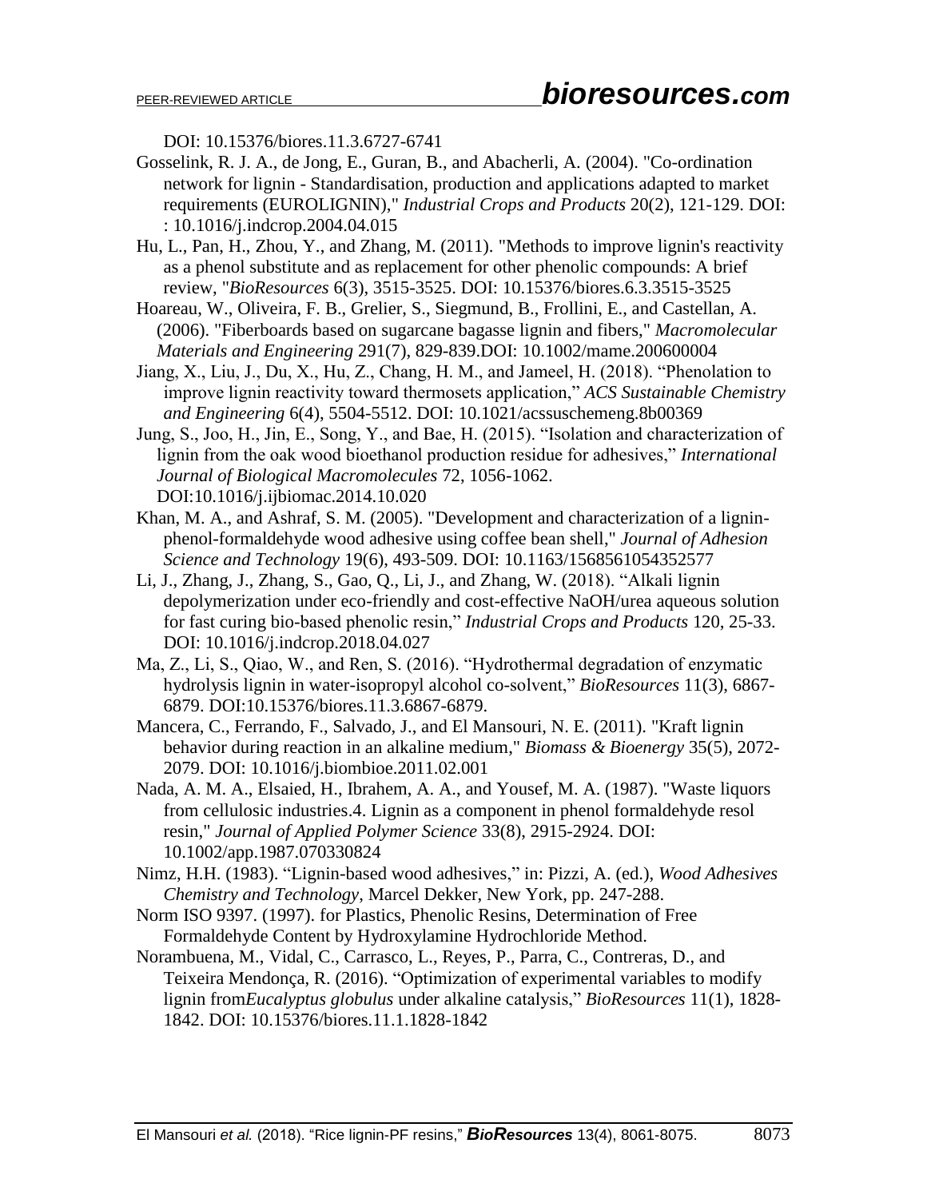DOI: 10.15376/biores.11.3.6727-6741

Gosselink, R. J. A., de Jong, E., Guran, B., and Abacherli, A. (2004). "Co-ordination network for lignin - Standardisation, production and applications adapted to market requirements (EUROLIGNIN)," *Industrial Crops and Products* 20(2), 121-129. DOI: : 10.1016/j.indcrop.2004.04.015

Hu, L., Pan, H., Zhou, Y., and Zhang, M. (2011). "Methods to improve lignin's reactivity as a phenol substitute and as replacement for other phenolic compounds: A brief review, "*BioResources* 6(3), 3515-3525. DOI: 10.15376/biores.6.3.3515-3525

Hoareau, W., Oliveira, F. B., Grelier, S., Siegmund, B., Frollini, E., and Castellan, A. (2006). "Fiberboards based on sugarcane bagasse lignin and fibers," *Macromolecular Materials and Engineering* 291(7), 829-839.DOI: 10.1002/mame.200600004

Jiang, X., Liu, J., Du, X., Hu, Z., Chang, H. M., and Jameel, H. (2018). "Phenolation to improve lignin reactivity toward thermosets application," *ACS Sustainable Chemistry and Engineering* 6(4), 5504-5512. DOI: 10.1021/acssuschemeng.8b00369

Jung, S., Joo, H., Jin, E., Song, Y., and Bae, H. (2015). "Isolation and characterization of lignin from the oak wood bioethanol production residue for adhesives," *International Journal of Biological Macromolecules* 72, 1056-1062. DOI:10.1016/j.ijbiomac.2014.10.020

Khan, M. A., and Ashraf, S. M. (2005). "Development and characterization of a lignin-phenol-formaldehyde wood adhesive using coffee bean shell," *Journal of Adhesion Science and Technology* 19(6), 493-509. DOI: 10.1163/1568561054352577

Li, J., Zhang, J., Zhang, S., Gao, Q., Li, J., and Zhang, W. (2018). "Alkali lignin depolymerization under eco-friendly and cost-effective NaOH/urea aqueous solution for fast curing bio-based phenolic resin," *Industrial Crops and Products* 120, 25-33. DOI: 10.1016/j.indcrop.2018.04.027

Ma, Z., Li, S., Qiao, W., and Ren, S. (2016). "Hydrothermal degradation of enzymatic hydrolysis lignin in water-isopropyl alcohol co-solvent," *BioResources* 11(3), 6867-6879. DOI:10.15376/biores.11.3.6867-6879.

Mancera, C., Ferrando, F., Salvado, J., and El Mansouri, N. E. (2011). "Kraft lignin behavior during reaction in an alkaline medium," *Biomass & Bioenergy* 35(5), 2072-2079. DOI: 10.1016/j.biombioe.2011.02.001

Nada, A. M. A., Elsaied, H., Ibrahem, A. A., and Yousef, M. A. (1987). "Waste liquors from cellulosic industries.4. Lignin as a component in phenol formaldehyde resol resin," *Journal of Applied Polymer Science* 33(8), 2915-2924. DOI: 10.1002/app.1987.070330824

Nimz, H.H. (1983). "Lignin-based wood adhesives," in: Pizzi, A. (ed.), *Wood Adhesives Chemistry and Technology*, Marcel Dekker, New York, pp. 247-288.

Norm ISO 9397. (1997). for Plastics, Phenolic Resins, Determination of Free Formaldehyde Content by Hydroxylamine Hydrochloride Method.

Norambuena, M., Vidal, C., Carrasco, L., Reyes, P., Parra, C., Contreras, D., and Teixeira Mendonça, R. (2016). "Optimization of experimental variables to modify lignin from*Eucalyptus globulus* under alkaline catalysis," *BioResources* 11(1), 1828-1842. DOI: 10.15376/biores.11.1.1828-1842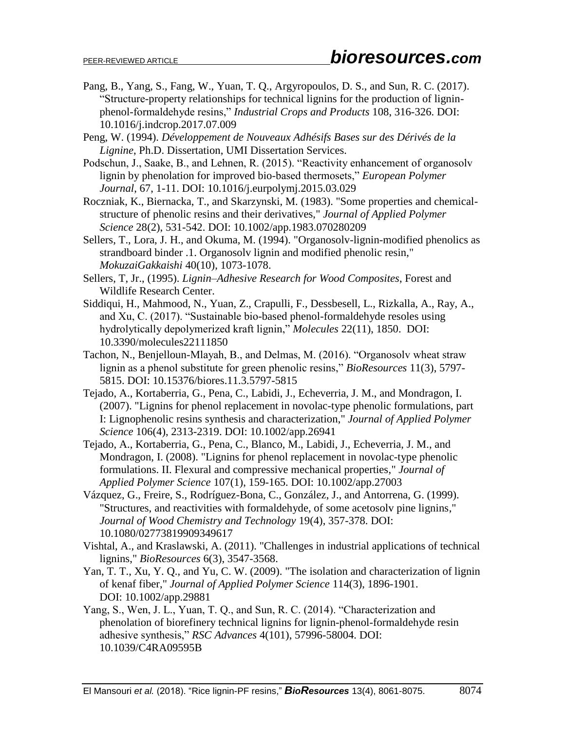Pang, B., Yang, S., Fang, W., Yuan, T. Q., Argyropoulos, D. S., and Sun, R. C. (2017). "Structure-property relationships for technical lignins for the production of lignin-phenol-formaldehyde resins," *Industrial Crops and Products* 108, 316-326. DOI: 10.1016/j.indcrop.2017.07.009

Peng, W. (1994). *Développement de Nouveaux Adhésifs Bases sur des Dérivés de la Lignine*, Ph.D. Dissertation, UMI Dissertation Services.

Podschun, J., Saake, B., and Lehnen, R. (2015). "Reactivity enhancement of organosolv lignin by phenolation for improved bio-based thermosets," *European Polymer Journal*, 67, 1-11. DOI: 10.1016/j.eurpolymj.2015.03.029

Roczniak, K., Biernacka, T., and Skarzynski, M. (1983). "Some properties and chemical-structure of phenolic resins and their derivatives," *Journal of Applied Polymer Science* 28(2), 531-542. DOI: 10.1002/app.1983.070280209

Sellers, T., Lora, J. H., and Okuma, M. (1994). "Organosolv-lignin-modified phenolics as strandboard binder .1. Organosolv lignin and modified phenolic resin," *MokuzaiGakkaishi* 40(10), 1073-1078.

Sellers, T, Jr., (1995). *Lignin–Adhesive Research for Wood Composites*, Forest and Wildlife Research Center.

Siddiqui, H., Mahmood, N., Yuan, Z., Crapulli, F., Dessbesell, L., Rizkalla, A., Ray, A., and Xu, C. (2017). "Sustainable bio-based phenol-formaldehyde resoles using hydrolytically depolymerized kraft lignin," *Molecules* 22(11), 1850. DOI: 10.3390/molecules22111850

Tachon, N., Benjelloun-Mlayah, B., and Delmas, M. (2016). "Organosolv wheat straw lignin as a phenol substitute for green phenolic resins," *BioResources* 11(3), 5797-5815. DOI: 10.15376/biores.11.3.5797-5815

Tejado, A., Kortaberria, G., Pena, C., Labidi, J., Echeverria, J. M., and Mondragon, I. (2007). "Lignins for phenol replacement in novolac-type phenolic formulations, part I: Lignophenolic resins synthesis and characterization," *Journal of Applied Polymer Science* 106(4), 2313-2319. DOI: 10.1002/app.26941

Tejado, A., Kortaberria, G., Pena, C., Blanco, M., Labidi, J., Echeverria, J. M., and Mondragon, I. (2008). "Lignins for phenol replacement in novolac-type phenolic formulations. II. Flexural and compressive mechanical properties," *Journal of Applied Polymer Science* 107(1), 159-165. DOI: 10.1002/app.27003

Vázquez, G., Freire, S., Rodríguez-Bona, C., González, J., and Antorrena, G. (1999). "Structures, and reactivities with formaldehyde, of some acetosolv pine lignins," *Journal of Wood Chemistry and Technology* 19(4), 357-378. DOI: 10.1080/02773819909349617

Vishtal, A., and Kraslawski, A. (2011). "Challenges in industrial applications of technical lignins," *BioResources* 6(3), 3547-3568.

Yan, T. T., Xu, Y. Q., and Yu, C. W. (2009). "The isolation and characterization of lignin of kenaf fiber," *Journal of Applied Polymer Science* 114(3), 1896-1901. DOI: 10.1002/app.29881

Yang, S., Wen, J. L., Yuan, T. Q., and Sun, R. C. (2014). "Characterization and phenolation of biorefinery technical lignins for lignin-phenol-formaldehyde resin adhesive synthesis," *RSC Advances* 4(101), 57996-58004. DOI: 10.1039/C4RA09595B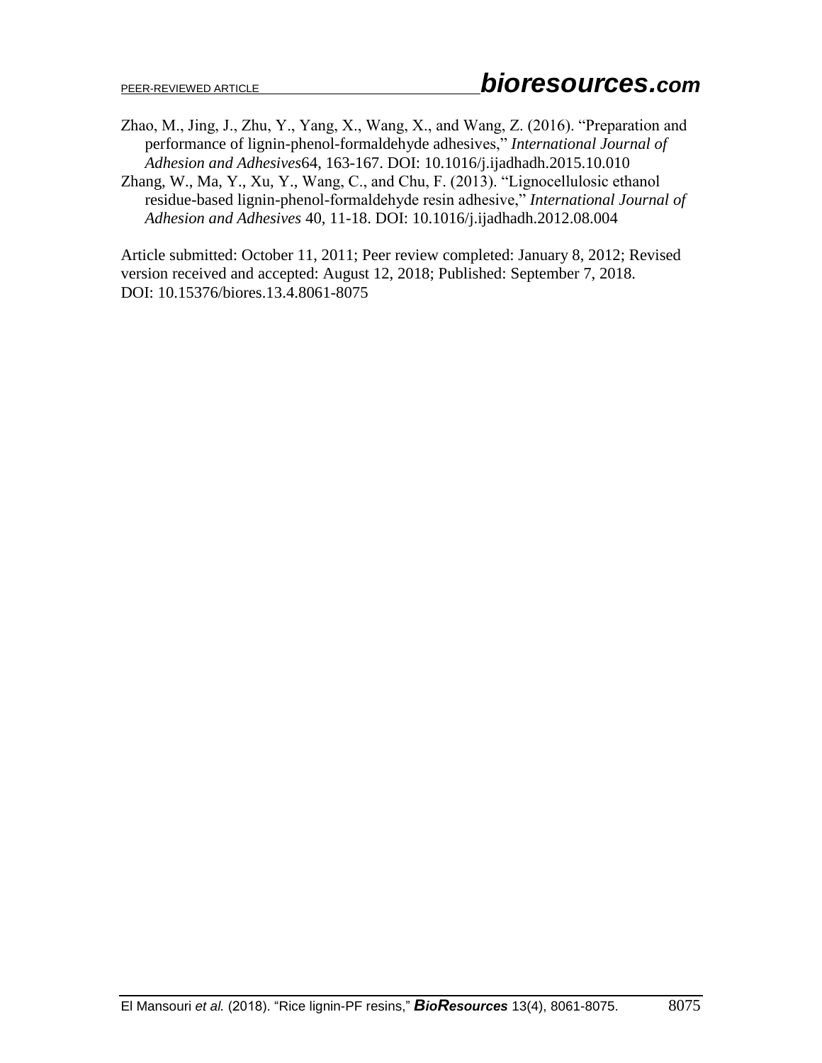Zhao, M., Jing, J., Zhu, Y., Yang, X., Wang, X., and Wang, Z. (2016). "Preparation and performance of lignin-phenol-formaldehyde adhesives," *International Journal of Adhesion and Adhesives*64, 163-167. DOI: 10.1016/j.ijadhadh.2015.10.010

Zhang, W., Ma, Y., Xu, Y., Wang, C., and Chu, F. (2013). "Lignocellulosic ethanol residue-based lignin-phenol-formaldehyde resin adhesive," *International Journal of Adhesion and Adhesives* 40, 11-18. DOI: 10.1016/j.ijadhadh.2012.08.004

Article submitted: October 11, 2011; Peer review completed: January 8, 2012; Revised version received and accepted: August 12, 2018; Published: September 7, 2018.
DOI: 10.15376/biores.13.4.8061-8075